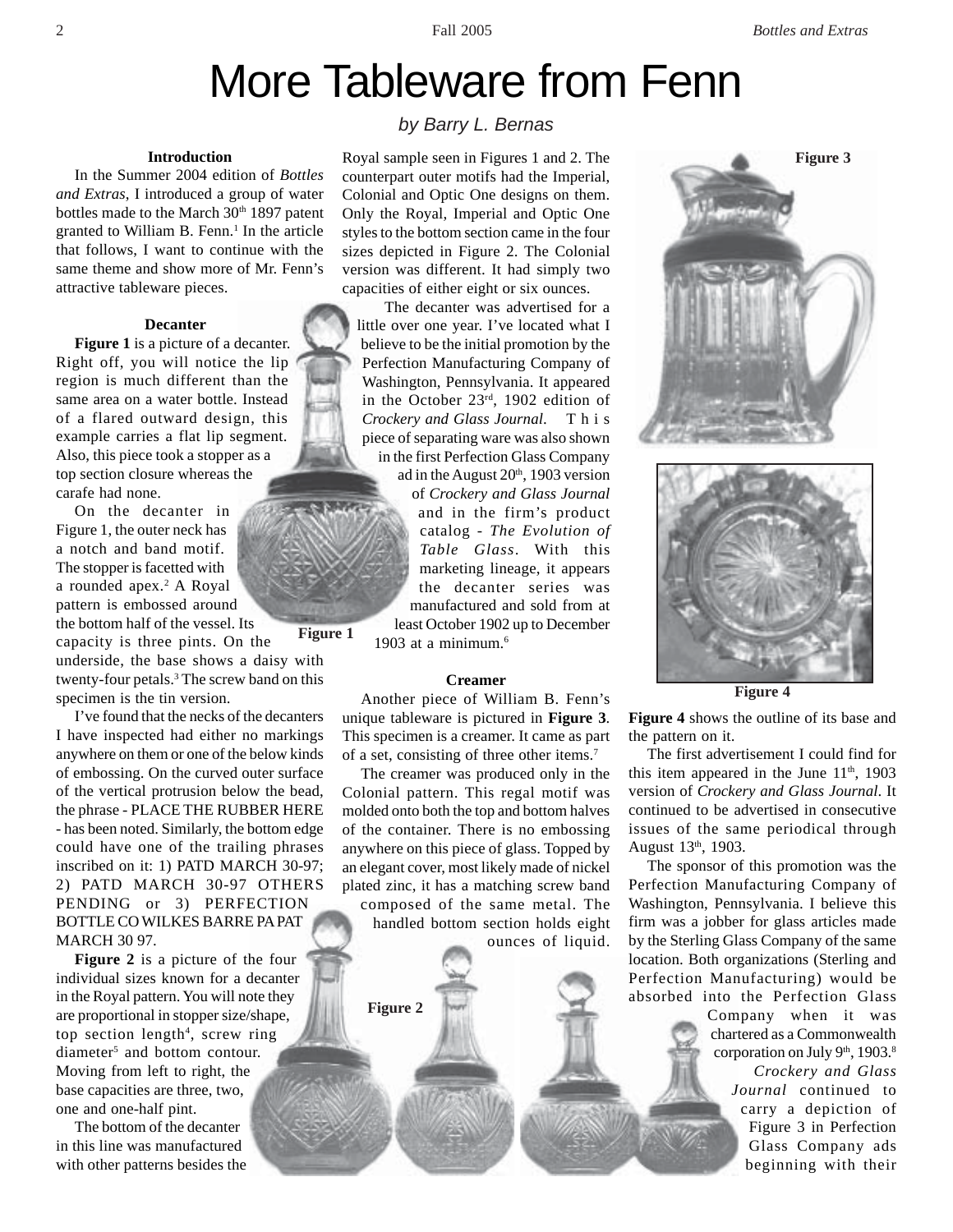# More Tableware from Fenn

*by Barry L. Bernas*

### Introduction

In the Summer 2004 edition of *Bottles and Extras*, I introduced a group of water bottles made to the March 30th 1897 patent granted to William B. Fenn.[1] In the article that follows, I want to continue with the same theme and show more of Mr. Fenn's attractive tableware pieces.

### Decanter

**Figure 1** is a picture of a decanter. Right off, you will notice the lip region is much different than the same area on a water bottle. Instead of a flared outward design, this example carries a flat lip segment. Also, this piece took a stopper as a top section closure whereas the carafe had none.

On the decanter in Figure 1, the outer neck has a notch and band motif. The stopper is facetted with a rounded apex.[2] A Royal pattern is embossed around the bottom half of the vessel. Its capacity is three pints. On the underside, the base shows a daisy with twenty-four petals.[3] The screw band on this specimen is the tin version.

Figure 1

I've found that the necks of the decanters I have inspected had either no markings anywhere on them or one of the below kinds of embossing. On the curved outer surface of the vertical protrusion below the bead, the phrase - PLACE THE RUBBER HERE - has been noted. Similarly, the bottom edge could have one of the trailing phrases inscribed on it: 1) PATD MARCH 30-97; 2) PATD MARCH 30-97 OTHERS PENDING or 3) PERFECTION BOTTLE CO WILKES BARRE PA PAT MARCH 30 97.

**Figure 2** is a picture of the four individual sizes known for a decanter in the Royal pattern. You will note they are proportional in stopper size/shape, top section length[4], screw ring diameter[5] and bottom contour. Moving from left to right, the base capacities are three, two, one and one-half pint.

The bottom of the decanter in this line was manufactured with other patterns besides the Royal sample seen in Figures 1 and 2. The counterpart outer motifs had the Imperial, Colonial and Optic One designs on them. Only the Royal, Imperial and Optic One styles to the bottom section came in the four sizes depicted in Figure 2. The Colonial version was different. It had simply two capacities of either eight or six ounces.

The decanter was advertised for a little over one year. I've located what I believe to be the initial promotion by the Perfection Manufacturing Company of Washington, Pennsylvania. It appeared in the October 23rd, 1902 edition of *Crockery and Glass Journal*. This piece of separating ware was also shown in the first Perfection Glass Company ad in the August 20th, 1903 version of *Crockery and Glass Journal* and in the firm's product catalog - *The Evolution of Table Glass*. With this marketing lineage, it appears the decanter series was manufactured and sold from at least October 1902 up to December 1903 at a minimum.[6]

Figure 2

### Creamer

Another piece of William B. Fenn's unique tableware is pictured in **Figure 3**. This specimen is a creamer. It came as part of a set, consisting of three other items.[7]

The creamer was produced only in the Colonial pattern. This regal motif was molded onto both the top and bottom halves of the container. There is no embossing anywhere on this piece of glass. Topped by an elegant cover, most likely made of nickel plated zinc, it has a matching screw band composed of the same metal. The handled bottom section holds eight ounces of liquid.

Figure 3

Figure 4

**Figure 4** shows the outline of its base and the pattern on it.

The first advertisement I could find for this item appeared in the June 11th, 1903 version of *Crockery and Glass Journal*. It continued to be advertised in consecutive issues of the same periodical through August 13th, 1903.

The sponsor of this promotion was the Perfection Manufacturing Company of Washington, Pennsylvania. I believe this firm was a jobber for glass articles made by the Sterling Glass Company of the same location. Both organizations (Sterling and Perfection Manufacturing) would be absorbed into the Perfection Glass Company when it was chartered as a Commonwealth corporation on July 9th, 1903.[8] *Crockery and Glass Journal* continued to carry a depiction of Figure 3 in Perfection Glass Company ads beginning with their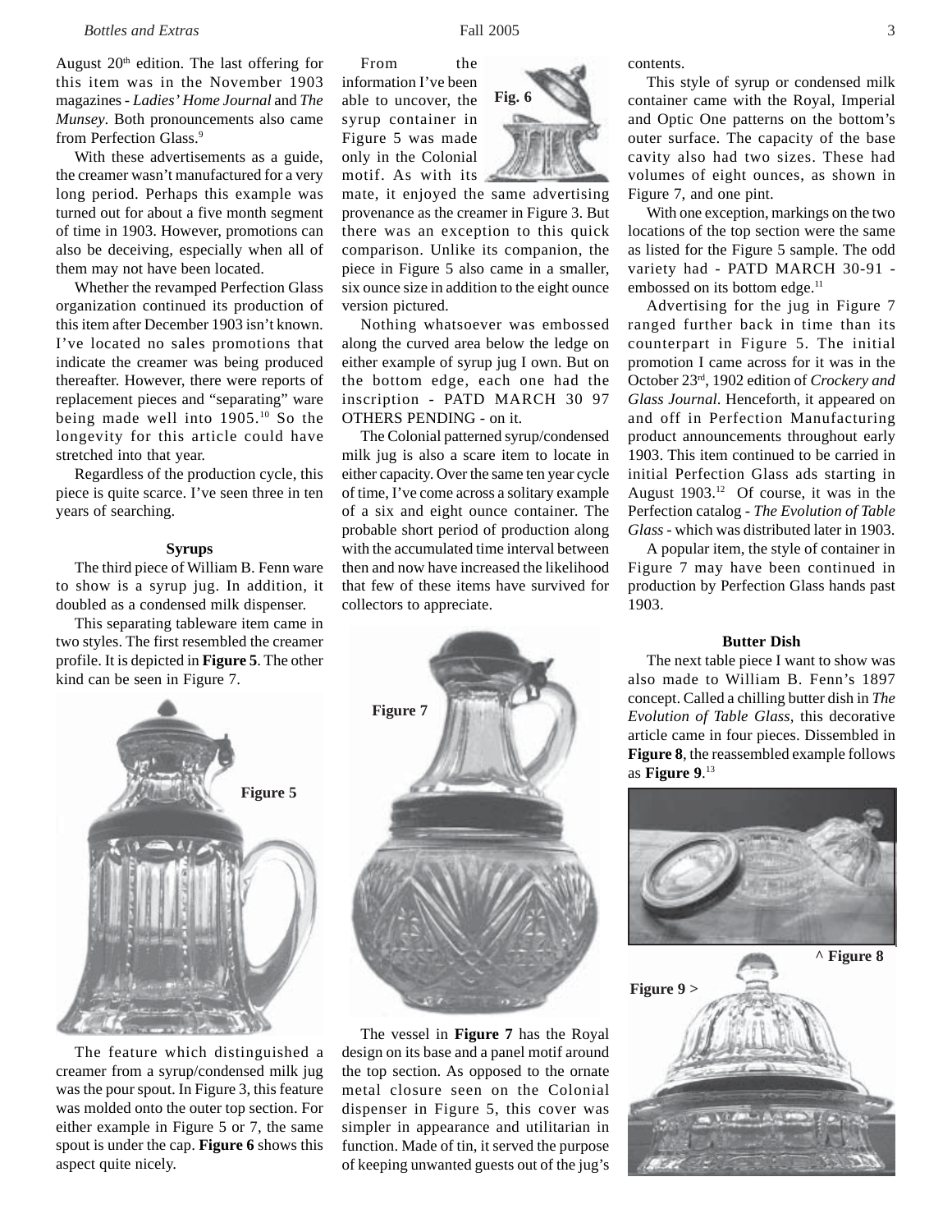August 20th edition. The last offering for this item was in the November 1903 magazines - *Ladies' Home Journal* and *The Munsey*. Both pronouncements also came from Perfection Glass.[9]

With these advertisements as a guide, the creamer wasn't manufactured for a very long period. Perhaps this example was turned out for about a five month segment of time in 1903. However, promotions can also be deceiving, especially when all of them may not have been located.

Whether the revamped Perfection Glass organization continued its production of this item after December 1903 isn't known. I've located no sales promotions that indicate the creamer was being produced thereafter. However, there were reports of replacement pieces and "separating" ware being made well into 1905.[10] So the longevity for this article could have stretched into that year.

Regardless of the production cycle, this piece is quite scarce. I've seen three in ten years of searching.

### Syrups

The third piece of William B. Fenn ware to show is a syrup jug. In addition, it doubled as a condensed milk dispenser.

This separating tableware item came in two styles. The first resembled the creamer profile. It is depicted in **Figure 5**. The other kind can be seen in Figure 7.

Figure 5

The feature which distinguished a creamer from a syrup/condensed milk jug was the pour spout. In Figure 3, this feature was molded onto the outer top section. For either example in Figure 5 or 7, the same spout is under the cap. **Figure 6** shows this aspect quite nicely.

Fig. 6

From the information I've been able to uncover, the syrup container in Figure 5 was made only in the Colonial motif. As with its mate, it enjoyed the same advertising provenance as the creamer in Figure 3. But there was an exception to this quick comparison. Unlike its companion, the piece in Figure 5 also came in a smaller, six ounce size in addition to the eight ounce version pictured.

Nothing whatsoever was embossed along the curved area below the ledge on either example of syrup jug I own. But on the bottom edge, each one had the inscription - PATD MARCH 30 97 OTHERS PENDING - on it.

The Colonial patterned syrup/condensed milk jug is also a scare item to locate in either capacity. Over the same ten year cycle of time, I've come across a solitary example of a six and eight ounce container. The probable short period of production along with the accumulated time interval between then and now have increased the likelihood that few of these items have survived for collectors to appreciate.

Figure 7

The vessel in **Figure 7** has the Royal design on its base and a panel motif around the top section. As opposed to the ornate metal closure seen on the Colonial dispenser in Figure 5, this cover was simpler in appearance and utilitarian in function. Made of tin, it served the purpose of keeping unwanted guests out of the jug's contents.

This style of syrup or condensed milk container came with the Royal, Imperial and Optic One patterns on the bottom's outer surface. The capacity of the base cavity also had two sizes. These had volumes of eight ounces, as shown in Figure 7, and one pint.

With one exception, markings on the two locations of the top section were the same as listed for the Figure 5 sample. The odd variety had - PATD MARCH 30-91 - embossed on its bottom edge.[11]

Advertising for the jug in Figure 7 ranged further back in time than its counterpart in Figure 5. The initial promotion I came across for it was in the October 23rd, 1902 edition of *Crockery and Glass Journal*. Henceforth, it appeared on and off in Perfection Manufacturing product announcements throughout early 1903. This item continued to be carried in initial Perfection Glass ads starting in August 1903.[12] Of course, it was in the Perfection catalog - *The Evolution of Table Glass* - which was distributed later in 1903.

A popular item, the style of container in Figure 7 may have been continued in production by Perfection Glass hands past 1903.

### Butter Dish

The next table piece I want to show was also made to William B. Fenn's 1897 concept. Called a chilling butter dish in *The Evolution of Table Glass*, this decorative article came in four pieces. Dissembled in **Figure 8**, the reassembled example follows as **Figure 9**.[13]

^ Figure 8

Figure 9 >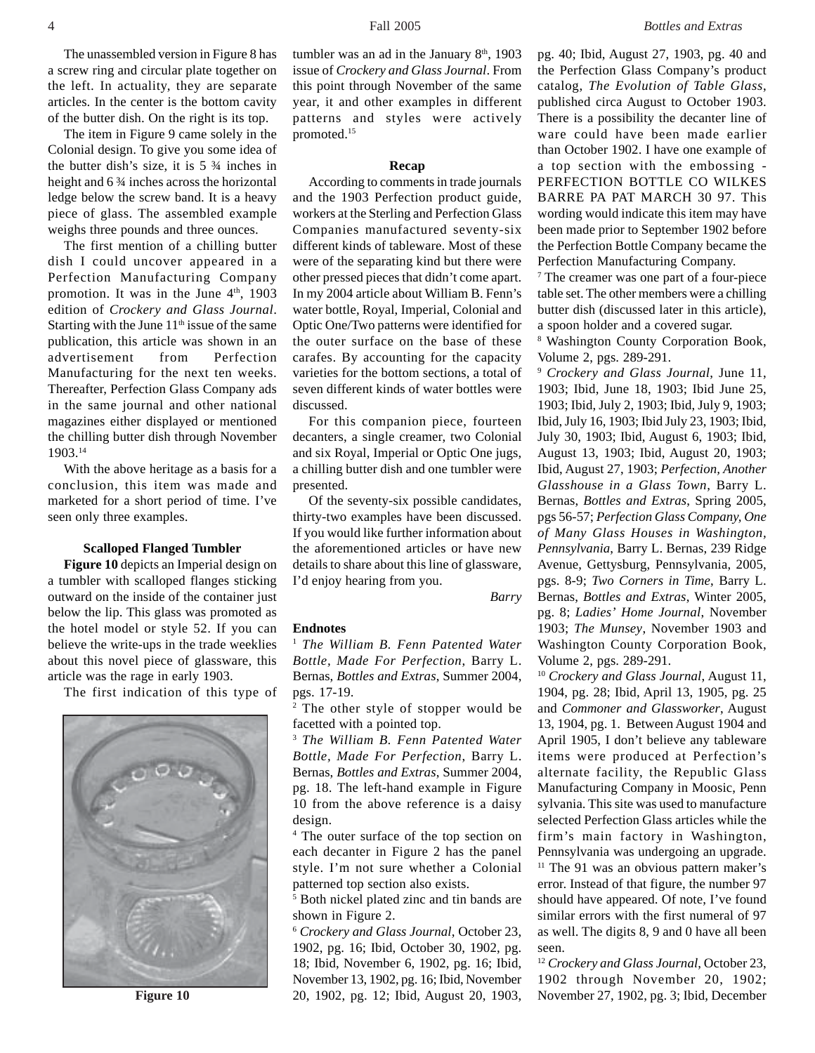The unassembled version in Figure 8 has a screw ring and circular plate together on the left. In actuality, they are separate articles. In the center is the bottom cavity of the butter dish. On the right is its top.

The item in Figure 9 came solely in the Colonial design. To give you some idea of the butter dish's size, it is 5 ¾ inches in height and 6 ¾ inches across the horizontal ledge below the screw band. It is a heavy piece of glass. The assembled example weighs three pounds and three ounces.

The first mention of a chilling butter dish I could uncover appeared in a Perfection Manufacturing Company promotion. It was in the June 4th, 1903 edition of *Crockery and Glass Journal*. Starting with the June 11th issue of the same publication, this article was shown in an advertisement from Perfection Manufacturing for the next ten weeks. Thereafter, Perfection Glass Company ads in the same journal and other national magazines either displayed or mentioned the chilling butter dish through November 1903.[14]

With the above heritage as a basis for a conclusion, this item was made and marketed for a short period of time. I've seen only three examples.

### Scalloped Flanged Tumbler

**Figure 10** depicts an Imperial design on a tumbler with scalloped flanges sticking outward on the inside of the container just below the lip. This glass was promoted as the hotel model or style 52. If you can believe the write-ups in the trade weeklies about this novel piece of glassware, this article was the rage in early 1903.

The first indication of this type of tumbler was an ad in the January 8th, 1903 issue of *Crockery and Glass Journal*. From this point through November of the same year, it and other examples in different patterns and styles were actively promoted.[15]

**Figure 10**

### Recap

According to comments in trade journals and the 1903 Perfection product guide, workers at the Sterling and Perfection Glass Companies manufactured seventy-six different kinds of tableware. Most of these were of the separating kind but there were other pressed pieces that didn't come apart. In my 2004 article about William B. Fenn's water bottle, Royal, Imperial, Colonial and Optic One/Two patterns were identified for the outer surface on the base of these carafes. By accounting for the capacity varieties for the bottom sections, a total of seven different kinds of water bottles were discussed.

For this companion piece, fourteen decanters, a single creamer, two Colonial and six Royal, Imperial or Optic One jugs, a chilling butter dish and one tumbler were presented.

Of the seventy-six possible candidates, thirty-two examples have been discussed. If you would like further information about the aforementioned articles or have new details to share about this line of glassware, I'd enjoy hearing from you.

*Barry*

### Endnotes

[1] *The William B. Fenn Patented Water Bottle, Made For Perfection*, Barry L. Bernas, *Bottles and Extras*, Summer 2004, pgs. 17-19.

[2] The other style of stopper would be facetted with a pointed top.

[3] *The William B. Fenn Patented Water Bottle, Made For Perfection*, Barry L. Bernas, *Bottles and Extras*, Summer 2004, pg. 18. The left-hand example in Figure 10 from the above reference is a daisy design.

[4] The outer surface of the top section on each decanter in Figure 2 has the panel style. I'm not sure whether a Colonial patterned top section also exists.

[5] Both nickel plated zinc and tin bands are shown in Figure 2.

[6] *Crockery and Glass Journal*, October 23, 1902, pg. 16; Ibid, October 30, 1902, pg. 18; Ibid, November 6, 1902, pg. 16; Ibid, November 13, 1902, pg. 16; Ibid, November 20, 1902, pg. 12; Ibid, August 20, 1903, pg. 40; Ibid, August 27, 1903, pg. 40 and the Perfection Glass Company's product catalog, *The Evolution of Table Glass*, published circa August to October 1903. There is a possibility the decanter line of ware could have been made earlier than October 1902. I have one example of a top section with the embossing - PERFECTION BOTTLE CO WILKES BARRE PA PAT MARCH 30 97. This wording would indicate this item may have been made prior to September 1902 before the Perfection Bottle Company became the Perfection Manufacturing Company.

[7] The creamer was one part of a four-piece table set. The other members were a chilling butter dish (discussed later in this article), a spoon holder and a covered sugar.

[8] Washington County Corporation Book, Volume 2, pgs. 289-291.

[9] *Crockery and Glass Journal*, June 11, 1903; Ibid, June 18, 1903; Ibid June 25, 1903; Ibid, July 2, 1903; Ibid, July 9, 1903; Ibid, July 16, 1903; Ibid July 23, 1903; Ibid, July 30, 1903; Ibid, August 6, 1903; Ibid, August 13, 1903; Ibid, August 20, 1903; Ibid, August 27, 1903; *Perfection, Another Glasshouse in a Glass Town*, Barry L. Bernas, *Bottles and Extras*, Spring 2005, pgs 56-57; *Perfection Glass Company, One of Many Glass Houses in Washington, Pennsylvania*, Barry L. Bernas, 239 Ridge Avenue, Gettysburg, Pennsylvania, 2005, pgs. 8-9; *Two Corners in Time*, Barry L. Bernas, *Bottles and Extras*, Winter 2005, pg. 8; *Ladies' Home Journal*, November 1903; *The Munsey*, November 1903 and Washington County Corporation Book, Volume 2, pgs. 289-291.

[10] *Crockery and Glass Journal*, August 11, 1904, pg. 28; Ibid, April 13, 1905, pg. 25 and *Commoner and Glassworker*, August 13, 1904, pg. 1. Between August 1904 and April 1905, I don't believe any tableware items were produced at Perfection's alternate facility, the Republic Glass Manufacturing Company in Moosic, Penn sylvania. This site was used to manufacture selected Perfection Glass articles while the firm's main factory in Washington, Pennsylvania was undergoing an upgrade.

[11] The 91 was an obvious pattern maker's error. Instead of that figure, the number 97 should have appeared. Of note, I've found similar errors with the first numeral of 97 as well. The digits 8, 9 and 0 have all been seen.

[12] *Crockery and Glass Journal*, October 23, 1902 through November 20, 1902; November 27, 1902, pg. 3; Ibid, December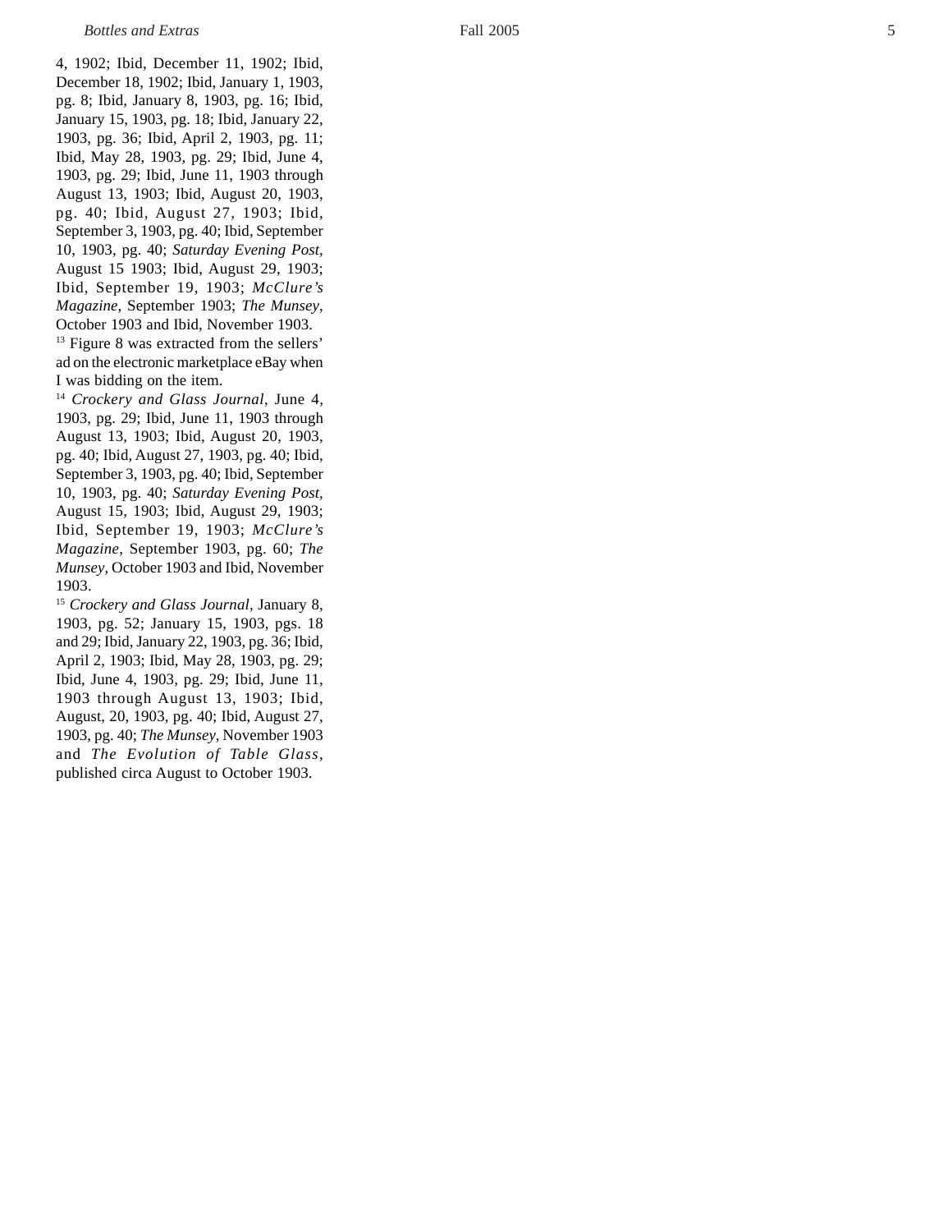4, 1902; Ibid, December 11, 1902; Ibid, December 18, 1902; Ibid, January 1, 1903, pg. 8; Ibid, January 8, 1903, pg. 16; Ibid, January 15, 1903, pg. 18; Ibid, January 22, 1903, pg. 36; Ibid, April 2, 1903, pg. 11; Ibid, May 28, 1903, pg. 29; Ibid, June 4, 1903, pg. 29; Ibid, June 11, 1903 through August 13, 1903; Ibid, August 20, 1903, pg. 40; Ibid, August 27, 1903; Ibid, September 3, 1903, pg. 40; Ibid, September 10, 1903, pg. 40; *Saturday Evening Post*, August 15 1903; Ibid, August 29, 1903; Ibid, September 19, 1903; *McClure's Magazine*, September 1903; *The Munsey*, October 1903 and Ibid, November 1903.

[13] Figure 8 was extracted from the sellers' ad on the electronic marketplace eBay when I was bidding on the item.

[14] *Crockery and Glass Journal*, June 4, 1903, pg. 29; Ibid, June 11, 1903 through August 13, 1903; Ibid, August 20, 1903, pg. 40; Ibid, August 27, 1903, pg. 40; Ibid, September 3, 1903, pg. 40; Ibid, September 10, 1903, pg. 40; *Saturday Evening Post*, August 15, 1903; Ibid, August 29, 1903; Ibid, September 19, 1903; *McClure's Magazine*, September 1903, pg. 60; *The Munsey*, October 1903 and Ibid, November 1903.

[15] *Crockery and Glass Journal*, January 8, 1903, pg. 52; January 15, 1903, pgs. 18 and 29; Ibid, January 22, 1903, pg. 36; Ibid, April 2, 1903; Ibid, May 28, 1903, pg. 29; Ibid, June 4, 1903, pg. 29; Ibid, June 11, 1903 through August 13, 1903; Ibid, August, 20, 1903, pg. 40; Ibid, August 27, 1903, pg. 40; *The Munsey*, November 1903 and *The Evolution of Table Glass*, published circa August to October 1903.